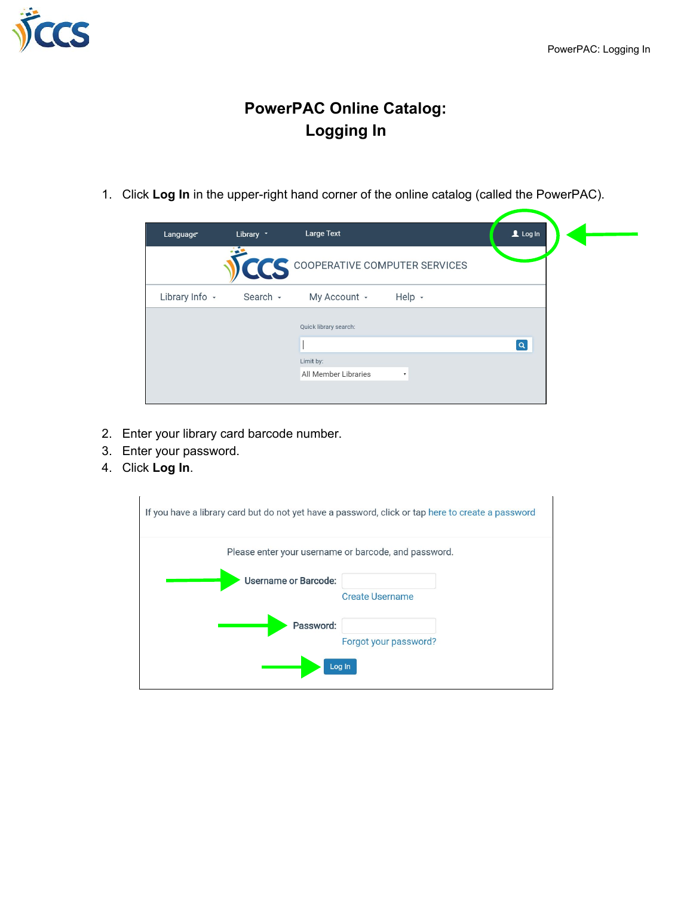# PowerPAC Online Catalog: Logging In

1. Click **Log In** in the upper-right hand corner of the online catalog (called the PowerPAC).

2. Enter your library card barcode number.
3. Enter your password.
4. Click **Log In**.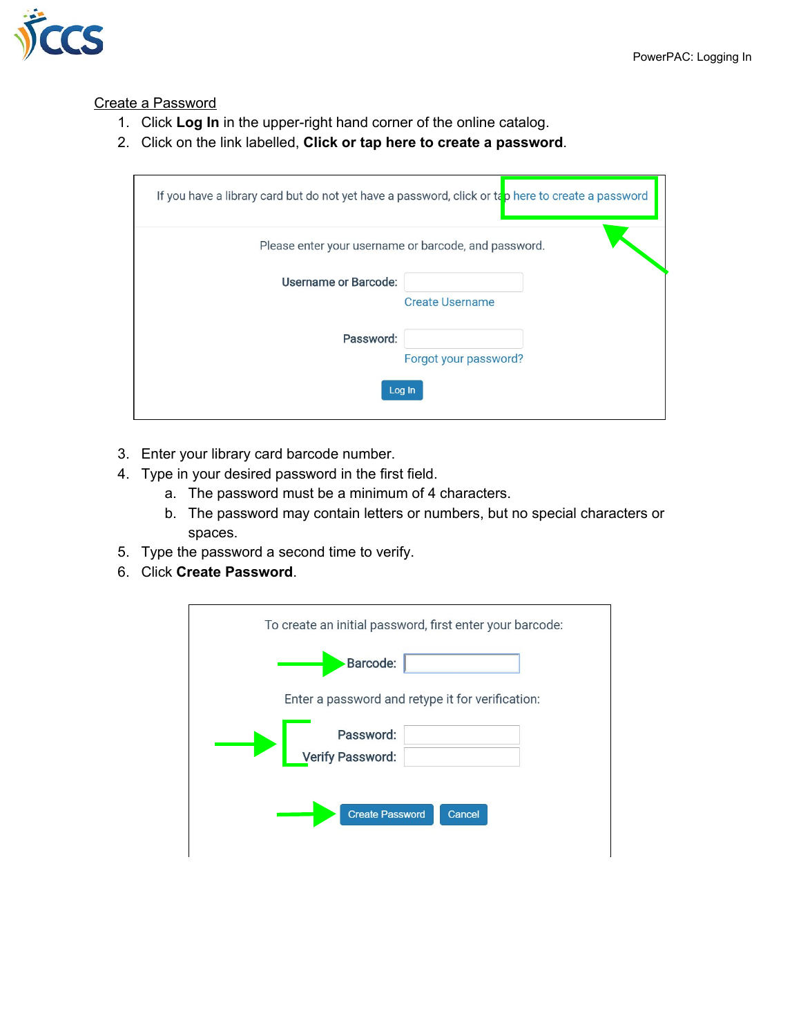## Create a Password

1. Click **Log In** in the upper-right hand corner of the online catalog.
2. Click on the link labelled, **Click or tap here to create a password**.

If you have a library card but do not yet have a password, click or tap here to create a password

Please enter your username or barcode, and password.

Username or Barcode:

Create Username

Password:

Forgot your password?

Log In

3. Enter your library card barcode number.
4. Type in your desired password in the first field.
   a. The password must be a minimum of 4 characters.
   b. The password may contain letters or numbers, but no special characters or spaces.
5. Type the password a second time to verify.
6. Click **Create Password**.

To create an initial password, first enter your barcode:

Barcode:

Enter a password and retype it for verification:

Password:

Verify Password:

Create Password Cancel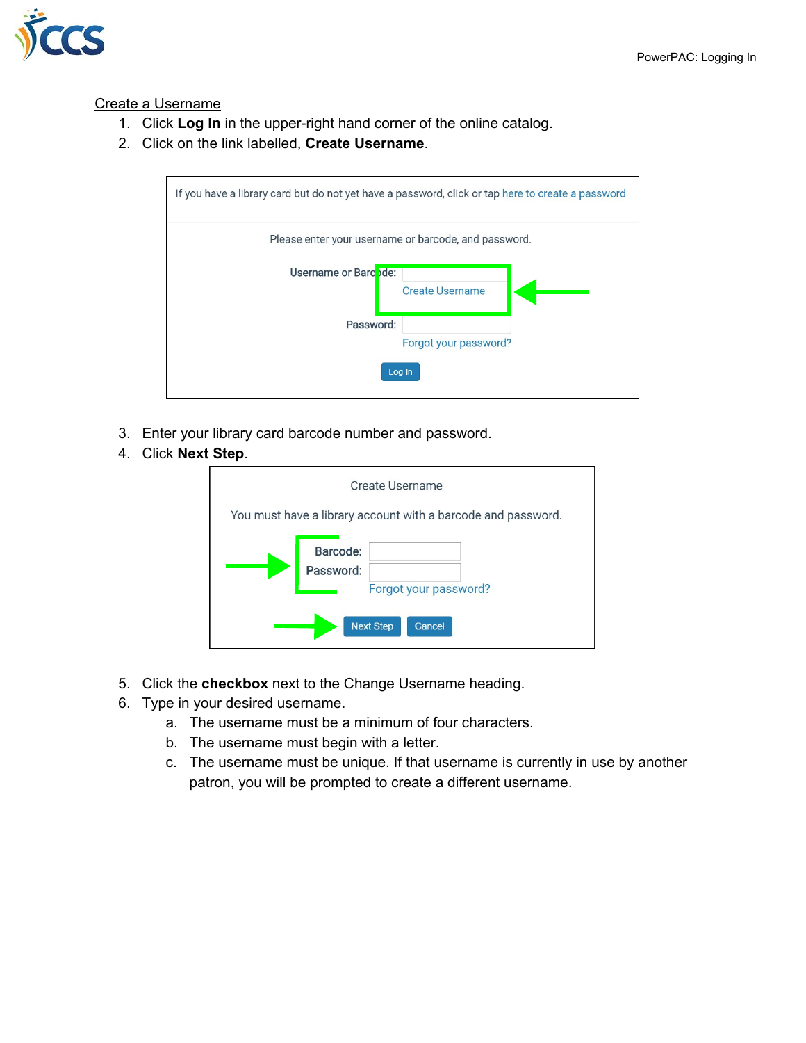## Create a Username

1. Click **Log In** in the upper-right hand corner of the online catalog.
2. Click on the link labelled, **Create Username**.

If you have a library card but do not yet have a password, click or tap here to create a password

Please enter your username or barcode, and password.

Username or Barcode:

Create Username

Password:

Forgot your password?

Log In

3. Enter your library card barcode number and password.
4. Click **Next Step**.

Create Username

You must have a library account with a barcode and password.

Barcode:

Password:

Forgot your password?

Next Step Cancel

5. Click the **checkbox** next to the Change Username heading.
6. Type in your desired username.
   a. The username must be a minimum of four characters.
   b. The username must begin with a letter.
   c. The username must be unique. If that username is currently in use by another patron, you will be prompted to create a different username.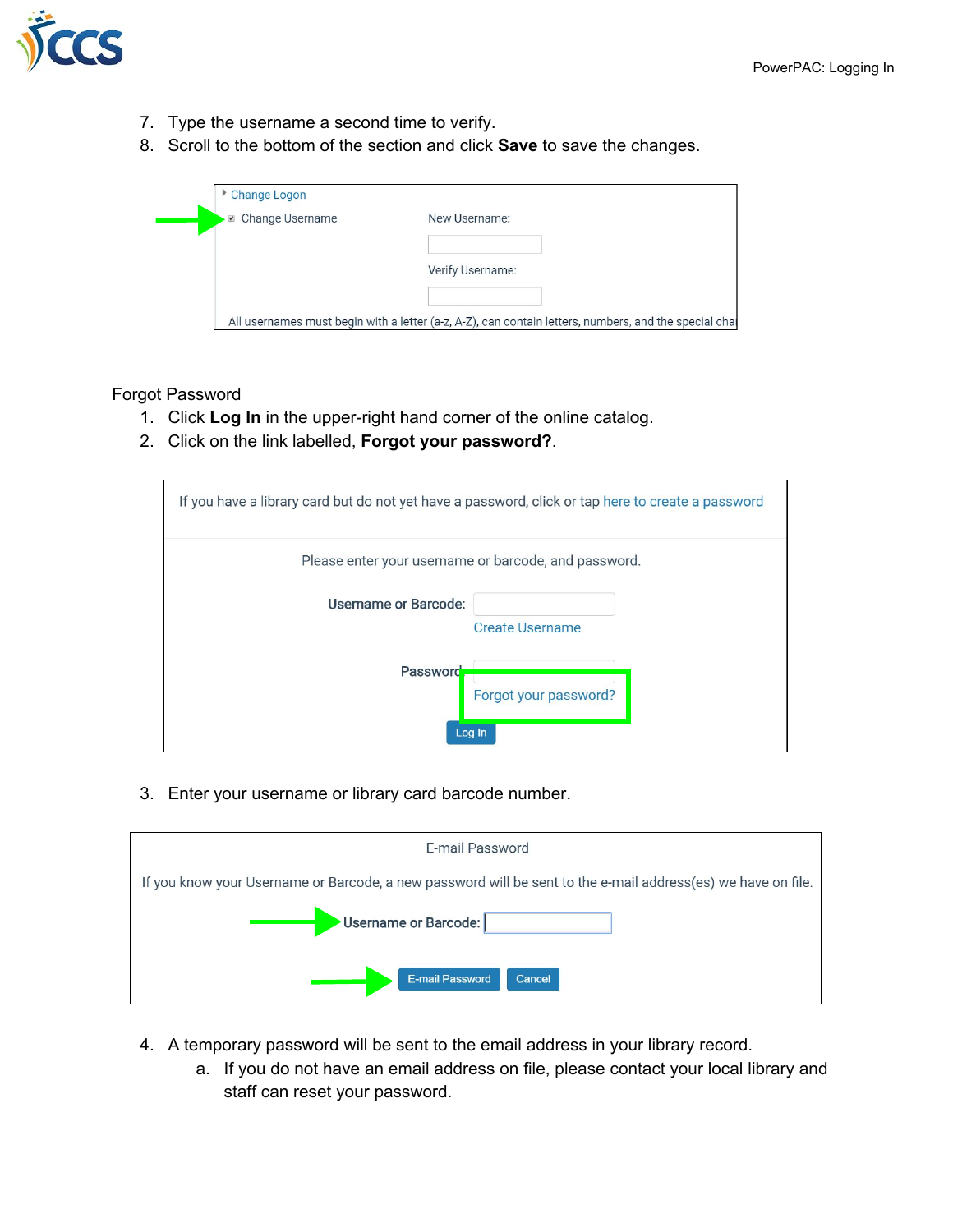7. Type the username a second time to verify.
8. Scroll to the bottom of the section and click **Save** to save the changes.

Forgot Password

1. Click **Log In** in the upper-right hand corner of the online catalog.
2. Click on the link labelled, **Forgot your password?**.

3. Enter your username or library card barcode number.

4. A temporary password will be sent to the email address in your library record.
   a. If you do not have an email address on file, please contact your local library and staff can reset your password.